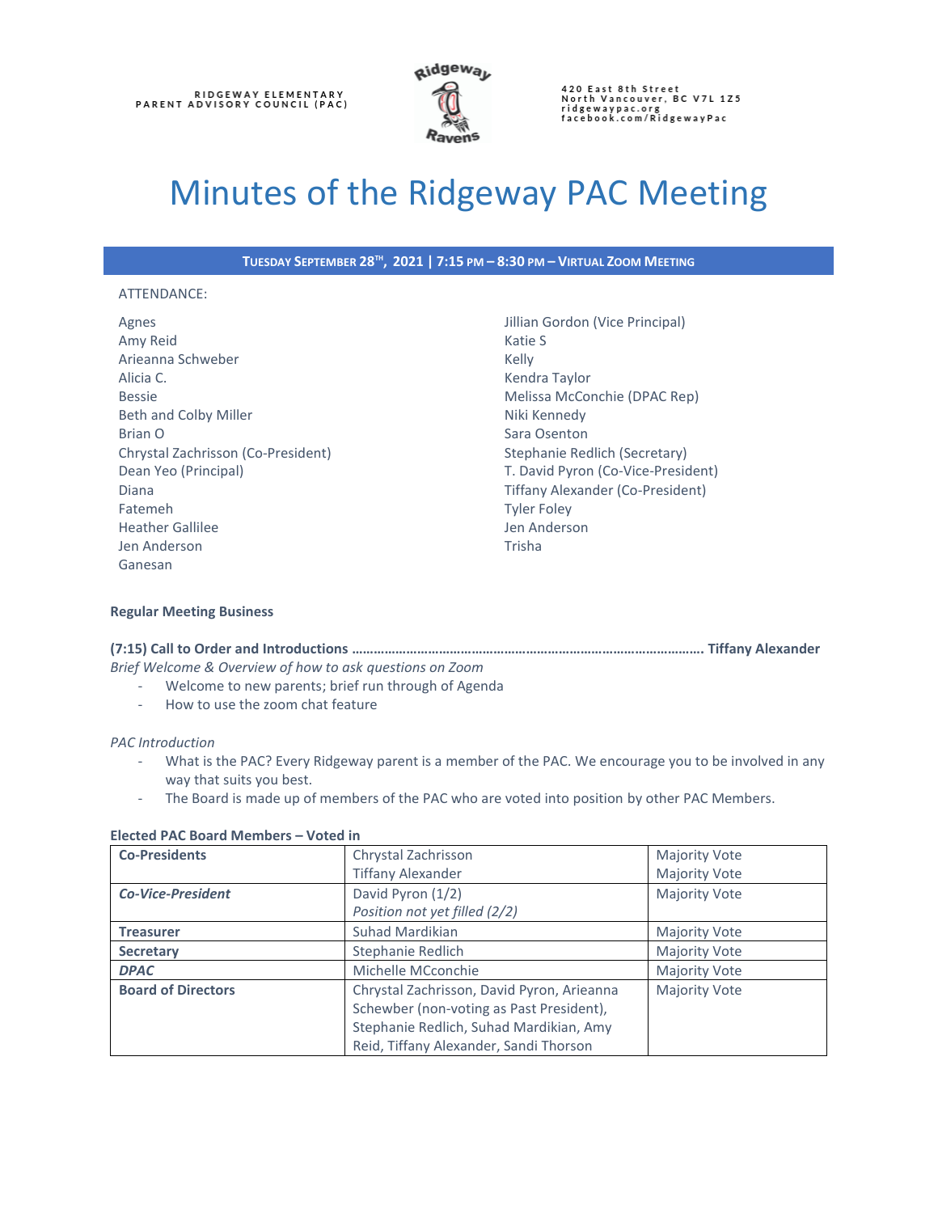RIDGEWAY ELEMENTARY
PARENT ADVISORY COUNCIL (PAC)

420 East 8th Street
North Vancouver, BC V7L 1Z5
ridgewaypac.org
facebook.com/RidgewayPac

# Minutes of the Ridgeway PAC Meeting

**TUESDAY SEPTEMBER 28TH, 2021 | 7:15 PM – 8:30 PM – VIRTUAL ZOOM MEETING**

ATTENDANCE:

Agnes
Amy Reid
Arieanna Schweber
Alicia C.
Bessie
Beth and Colby Miller
Brian O
Chrystal Zachrisson (Co-President)
Dean Yeo (Principal)
Diana
Fatemeh
Heather Gallilee
Jen Anderson
Ganesan
Jillian Gordon (Vice Principal)
Katie S
Kelly
Kendra Taylor
Melissa McConchie (DPAC Rep)
Niki Kennedy
Sara Osenton
Stephanie Redlich (Secretary)
T. David Pyron (Co-Vice-President)
Tiffany Alexander (Co-President)
Tyler Foley
Jen Anderson
Trisha

**Regular Meeting Business**

**(7:15) Call to Order and Introductions ………………………………………………………………………………. Tiffany Alexander**

*Brief Welcome & Overview of how to ask questions on Zoom*

- Welcome to new parents; brief run through of Agenda
- How to use the zoom chat feature

*PAC Introduction*

- What is the PAC? Every Ridgeway parent is a member of the PAC. We encourage you to be involved in any way that suits you best.
- The Board is made up of members of the PAC who are voted into position by other PAC Members.

**Elected PAC Board Members – Voted in**

| | | |
|---|---|---|
| **Co-Presidents** | Chrystal Zachrisson<br>Tiffany Alexander | Majority Vote<br>Majority Vote |
| ***Co-Vice-President*** | David Pyron (1/2)<br>*Position not yet filled (2/2)* | Majority Vote |
| **Treasurer** | Suhad Mardikian | Majority Vote |
| **Secretary** | Stephanie Redlich | Majority Vote |
| ***DPAC*** | Michelle MCconchie | Majority Vote |
| **Board of Directors** | Chrystal Zachrisson, David Pyron, Arieanna Schewber (non-voting as Past President), Stephanie Redlich, Suhad Mardikian, Amy Reid, Tiffany Alexander, Sandi Thorson | Majority Vote |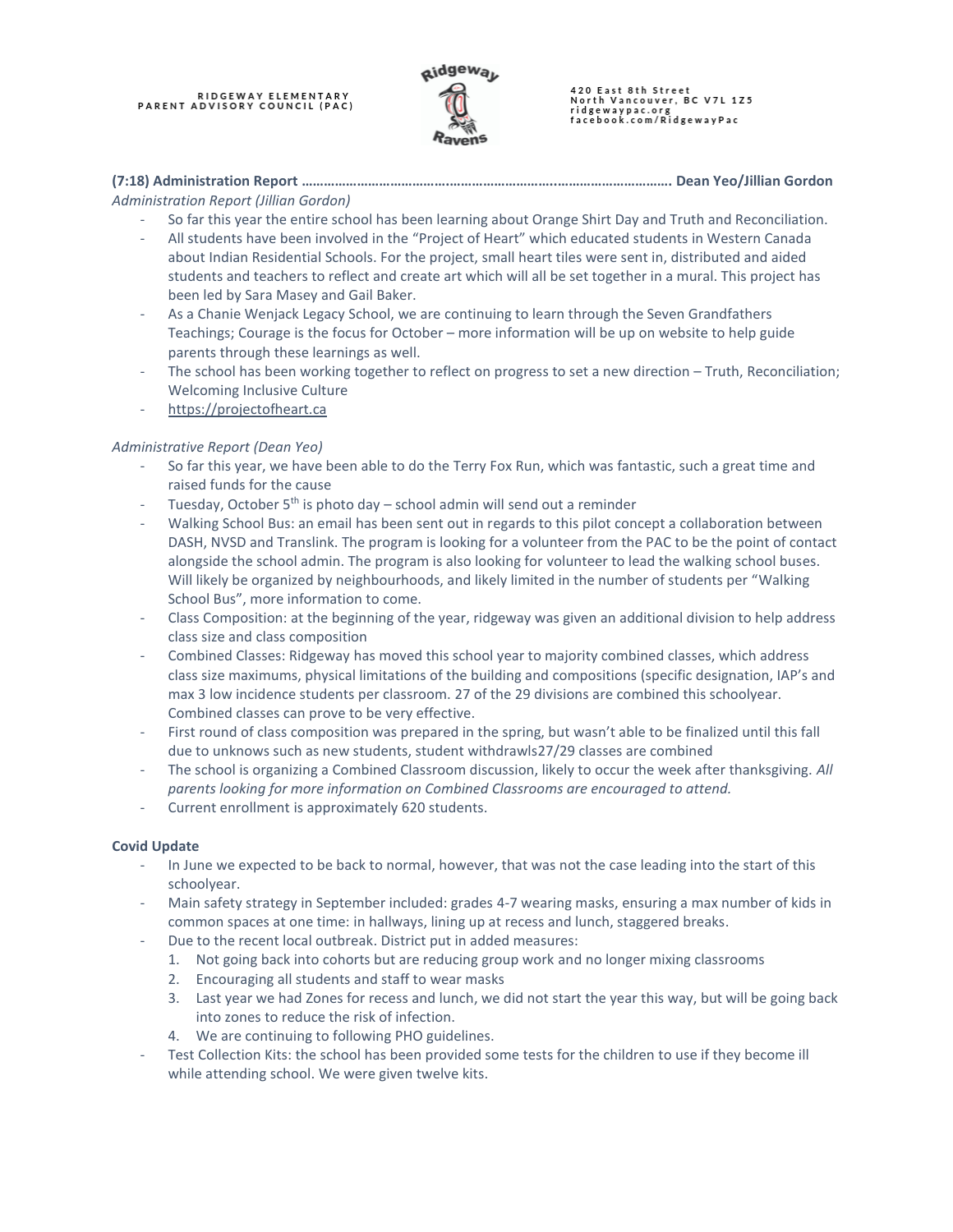**(7:18) Administration Report ………………………………………………………………………………………. Dean Yeo/Jillian Gordon**

*Administration Report (Jillian Gordon)*

- So far this year the entire school has been learning about Orange Shirt Day and Truth and Reconciliation.
- All students have been involved in the "Project of Heart" which educated students in Western Canada about Indian Residential Schools. For the project, small heart tiles were sent in, distributed and aided students and teachers to reflect and create art which will all be set together in a mural. This project has been led by Sara Masey and Gail Baker.
- As a Chanie Wenjack Legacy School, we are continuing to learn through the Seven Grandfathers Teachings; Courage is the focus for October – more information will be up on website to help guide parents through these learnings as well.
- The school has been working together to reflect on progress to set a new direction – Truth, Reconciliation; Welcoming Inclusive Culture
- https://projectofheart.ca

*Administrative Report (Dean Yeo)*

- So far this year, we have been able to do the Terry Fox Run, which was fantastic, such a great time and raised funds for the cause
- Tuesday, October 5th is photo day – school admin will send out a reminder
- Walking School Bus: an email has been sent out in regards to this pilot concept a collaboration between DASH, NVSD and Translink. The program is looking for a volunteer from the PAC to be the point of contact alongside the school admin. The program is also looking for volunteer to lead the walking school buses. Will likely be organized by neighbourhoods, and likely limited in the number of students per "Walking School Bus", more information to come.
- Class Composition: at the beginning of the year, ridgeway was given an additional division to help address class size and class composition
- Combined Classes: Ridgeway has moved this school year to majority combined classes, which address class size maximums, physical limitations of the building and compositions (specific designation, IAP's and max 3 low incidence students per classroom. 27 of the 29 divisions are combined this schoolyear. Combined classes can prove to be very effective.
- First round of class composition was prepared in the spring, but wasn't able to be finalized until this fall due to unknows such as new students, student withdrawls27/29 classes are combined
- The school is organizing a Combined Classroom discussion, likely to occur the week after thanksgiving. *All parents looking for more information on Combined Classrooms are encouraged to attend.*
- Current enrollment is approximately 620 students.

**Covid Update**

- In June we expected to be back to normal, however, that was not the case leading into the start of this schoolyear.
- Main safety strategy in September included: grades 4-7 wearing masks, ensuring a max number of kids in common spaces at one time: in hallways, lining up at recess and lunch, staggered breaks.
- Due to the recent local outbreak. District put in added measures:
  1. Not going back into cohorts but are reducing group work and no longer mixing classrooms
  2. Encouraging all students and staff to wear masks
  3. Last year we had Zones for recess and lunch, we did not start the year this way, but will be going back into zones to reduce the risk of infection.
  4. We are continuing to following PHO guidelines.
- Test Collection Kits: the school has been provided some tests for the children to use if they become ill while attending school. We were given twelve kits.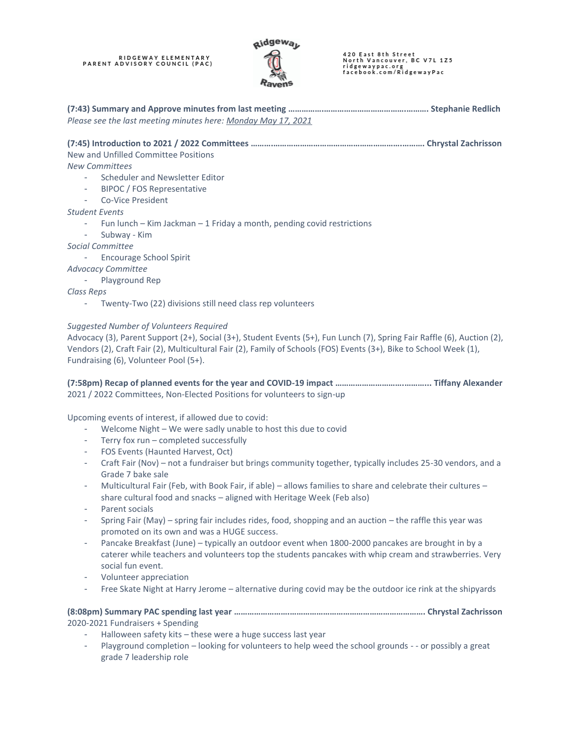**(7:43) Summary and Approve minutes from last meeting ………………………………………………….……. Stephanie Redlich**

*Please see the last meeting minutes here: Monday May 17, 2021*

**(7:45) Introduction to 2021 / 2022 Committees ………………………………………………………….……. Chrystal Zachrisson**

New and Unfilled Committee Positions

*New Committees*

- Scheduler and Newsletter Editor
- BIPOC / FOS Representative
- Co-Vice President

*Student Events*

- Fun lunch – Kim Jackman – 1 Friday a month, pending covid restrictions
- Subway - Kim

*Social Committee*

- Encourage School Spirit

*Advocacy Committee*

- Playground Rep

*Class Reps*

- Twenty-Two (22) divisions still need class rep volunteers

*Suggested Number of Volunteers Required*

Advocacy (3), Parent Support (2+), Social (3+), Student Events (5+), Fun Lunch (7), Spring Fair Raffle (6), Auction (2), Vendors (2), Craft Fair (2), Multicultural Fair (2), Family of Schools (FOS) Events (3+), Bike to School Week (1), Fundraising (6), Volunteer Pool (5+).

**(7:58pm) Recap of planned events for the year and COVID-19 impact ……………………………..……... Tiffany Alexander**

2021 / 2022 Committees, Non-Elected Positions for volunteers to sign-up

Upcoming events of interest, if allowed due to covid:

- Welcome Night – We were sadly unable to host this due to covid
- Terry fox run – completed successfully
- FOS Events (Haunted Harvest, Oct)
- Craft Fair (Nov) – not a fundraiser but brings community together, typically includes 25-30 vendors, and a Grade 7 bake sale
- Multicultural Fair (Feb, with Book Fair, if able) – allows families to share and celebrate their cultures – share cultural food and snacks – aligned with Heritage Week (Feb also)
- Parent socials
- Spring Fair (May) – spring fair includes rides, food, shopping and an auction – the raffle this year was promoted on its own and was a HUGE success.
- Pancake Breakfast (June) – typically an outdoor event when 1800-2000 pancakes are brought in by a caterer while teachers and volunteers top the students pancakes with whip cream and strawberries. Very social fun event.
- Volunteer appreciation
- Free Skate Night at Harry Jerome – alternative during covid may be the outdoor ice rink at the shipyards

**(8:08pm) Summary PAC spending last year …………………….…………………………………………………. Chrystal Zachrisson**

2020-2021 Fundraisers + Spending

- Halloween safety kits – these were a huge success last year
- Playground completion – looking for volunteers to help weed the school grounds - - or possibly a great grade 7 leadership role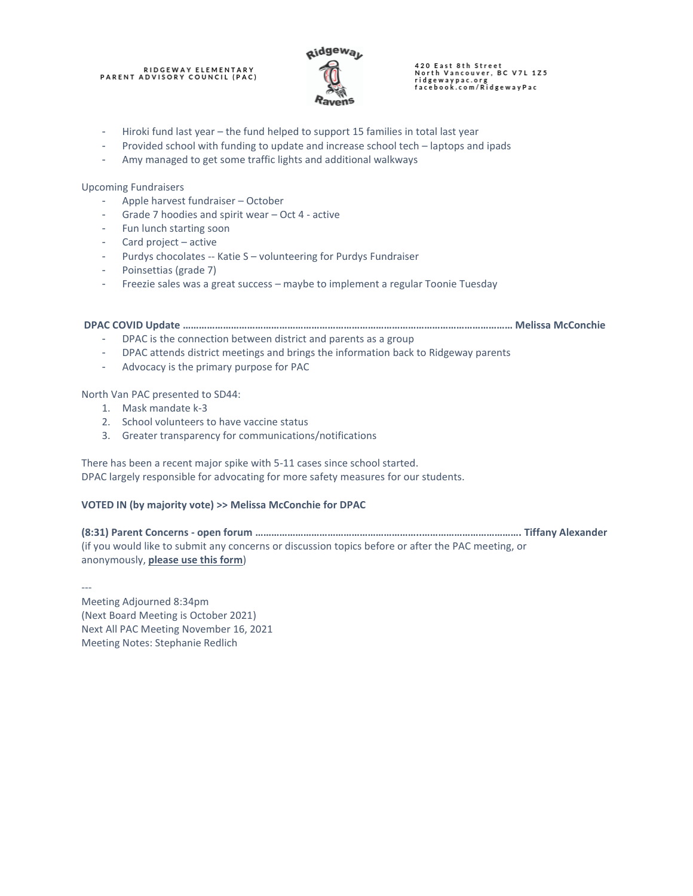- Hiroki fund last year – the fund helped to support 15 families in total last year
- Provided school with funding to update and increase school tech – laptops and ipads
- Amy managed to get some traffic lights and additional walkways

Upcoming Fundraisers

- Apple harvest fundraiser – October
- Grade 7 hoodies and spirit wear – Oct 4 - active
- Fun lunch starting soon
- Card project – active
- Purdys chocolates -- Katie S – volunteering for Purdys Fundraiser
- Poinsettias (grade 7)
- Freezie sales was a great success – maybe to implement a regular Toonie Tuesday

**DPAC COVID Update ………………………………………………………………………………………………………… Melissa McConchie**

- DPAC is the connection between district and parents as a group
- DPAC attends district meetings and brings the information back to Ridgeway parents
- Advocacy is the primary purpose for PAC

North Van PAC presented to SD44:

1. Mask mandate k-3
2. School volunteers to have vaccine status
3. Greater transparency for communications/notifications

There has been a recent major spike with 5-11 cases since school started.
DPAC largely responsible for advocating for more safety measures for our students.

**VOTED IN (by majority vote) >> Melissa McConchie for DPAC**

**(8:31) Parent Concerns - open forum ……………………………………………………………………………………. Tiffany Alexander**
(if you would like to submit any concerns or discussion topics before or after the PAC meeting, or anonymously, **please use this form**)

---

Meeting Adjourned 8:34pm
(Next Board Meeting is October 2021)
Next All PAC Meeting November 16, 2021
Meeting Notes: Stephanie Redlich